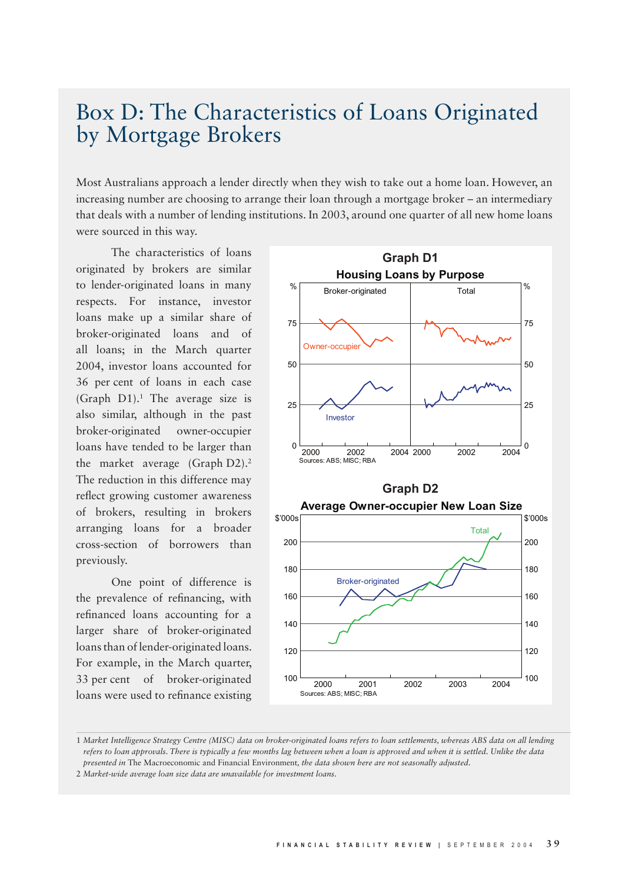# Box D: The Characteristics of Loans Originated by Mortgage Brokers

Most Australians approach a lender directly when they wish to take out a home loan. However, an increasing number are choosing to arrange their loan through a mortgage broker – an intermediary that deals with a number of lending institutions. In 2003, around one quarter of all new home loans were sourced in this way.

The characteristics of loans originated by brokers are similar to lender-originated loans in many respects. For instance, investor loans make up a similar share of broker-originated loans and of all loans; in the March quarter 2004, investor loans accounted for 36 per cent of loans in each case (Graph D1).[1] The average size is also similar, although in the past broker-originated owner-occupier loans have tended to be larger than the market average (Graph D2).[2] The reduction in this difference may reflect growing customer awareness of brokers, resulting in brokers arranging loans for a broader cross-section of borrowers than previously.

One point of difference is the prevalence of refinancing, with refinanced loans accounting for a larger share of broker-originated loans than of lender-originated loans. For example, in the March quarter, 33 per cent of broker-originated loans were used to refinance existing

**Graph D1**
**Housing Loans by Purpose**

Sources: ABS; MISC; RBA

**Graph D2**
**Average Owner-occupier New Loan Size**

Sources: ABS; MISC; RBA

---

1 *Market Intelligence Strategy Centre (MISC) data on broker-originated loans refers to loan settlements, whereas ABS data on all lending refers to loan approvals. There is typically a few months lag between when a loan is approved and when it is settled. Unlike the data presented in* The Macroeconomic and Financial Environment, *the data shown here are not seasonally adjusted.*

2 *Market-wide average loan size data are unavailable for investment loans.*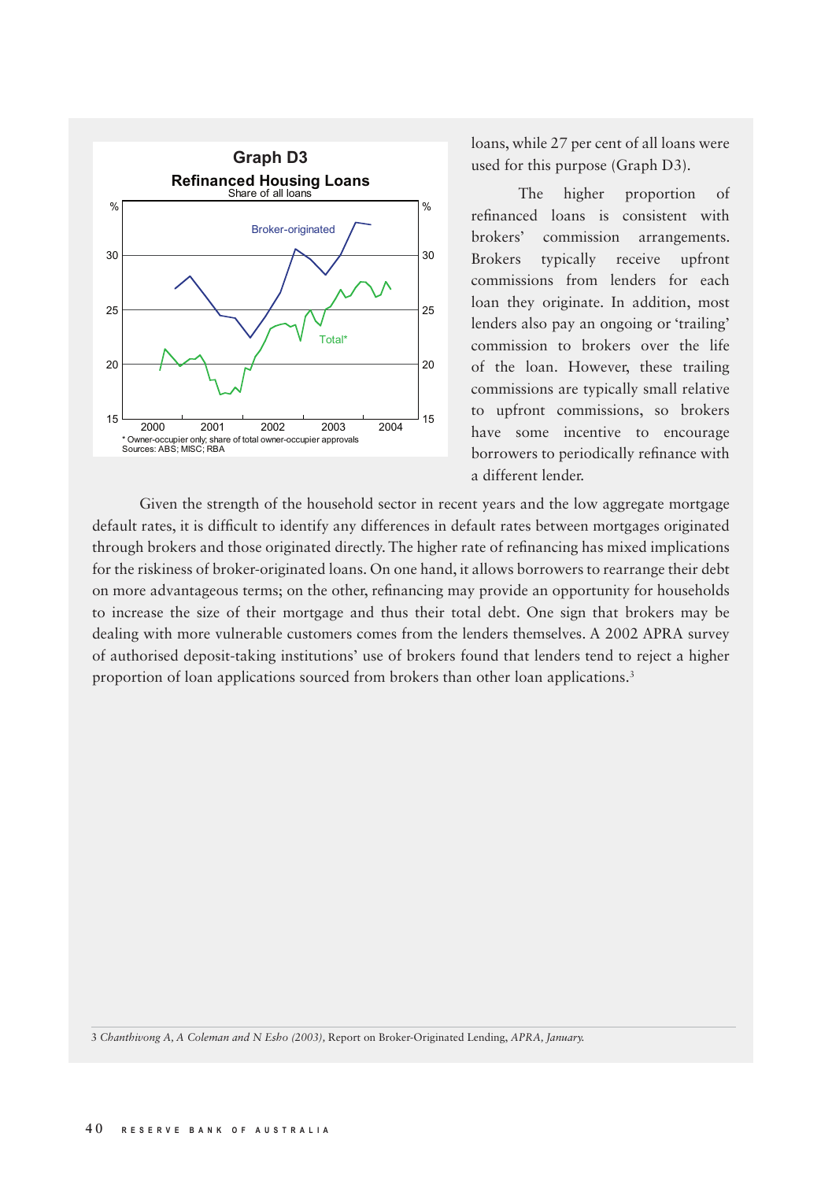**Graph D3**

**Refinanced Housing Loans**

Share of all loans

%

30

25

20

15

Broker-originated

Total*

2000 2001 2002 2003 2004

\* Owner-occupier only; share of total owner-occupier approvals

Sources: ABS; MISC; RBA

loans, while 27 per cent of all loans were used for this purpose (Graph D3).

The higher proportion of refinanced loans is consistent with brokers' commission arrangements. Brokers typically receive upfront commissions from lenders for each loan they originate. In addition, most lenders also pay an ongoing or 'trailing' commission to brokers over the life of the loan. However, these trailing commissions are typically small relative to upfront commissions, so brokers have some incentive to encourage borrowers to periodically refinance with a different lender.

Given the strength of the household sector in recent years and the low aggregate mortgage default rates, it is difficult to identify any differences in default rates between mortgages originated through brokers and those originated directly. The higher rate of refinancing has mixed implications for the riskiness of broker-originated loans. On one hand, it allows borrowers to rearrange their debt on more advantageous terms; on the other, refinancing may provide an opportunity for households to increase the size of their mortgage and thus their total debt. One sign that brokers may be dealing with more vulnerable customers comes from the lenders themselves. A 2002 APRA survey of authorised deposit-taking institutions' use of brokers found that lenders tend to reject a higher proportion of loan applications sourced from brokers than other loan applications.[3]

---

3 *Chanthivong A, A Coleman and N Esho (2003)*, Report on Broker-Originated Lending, *APRA, January.*